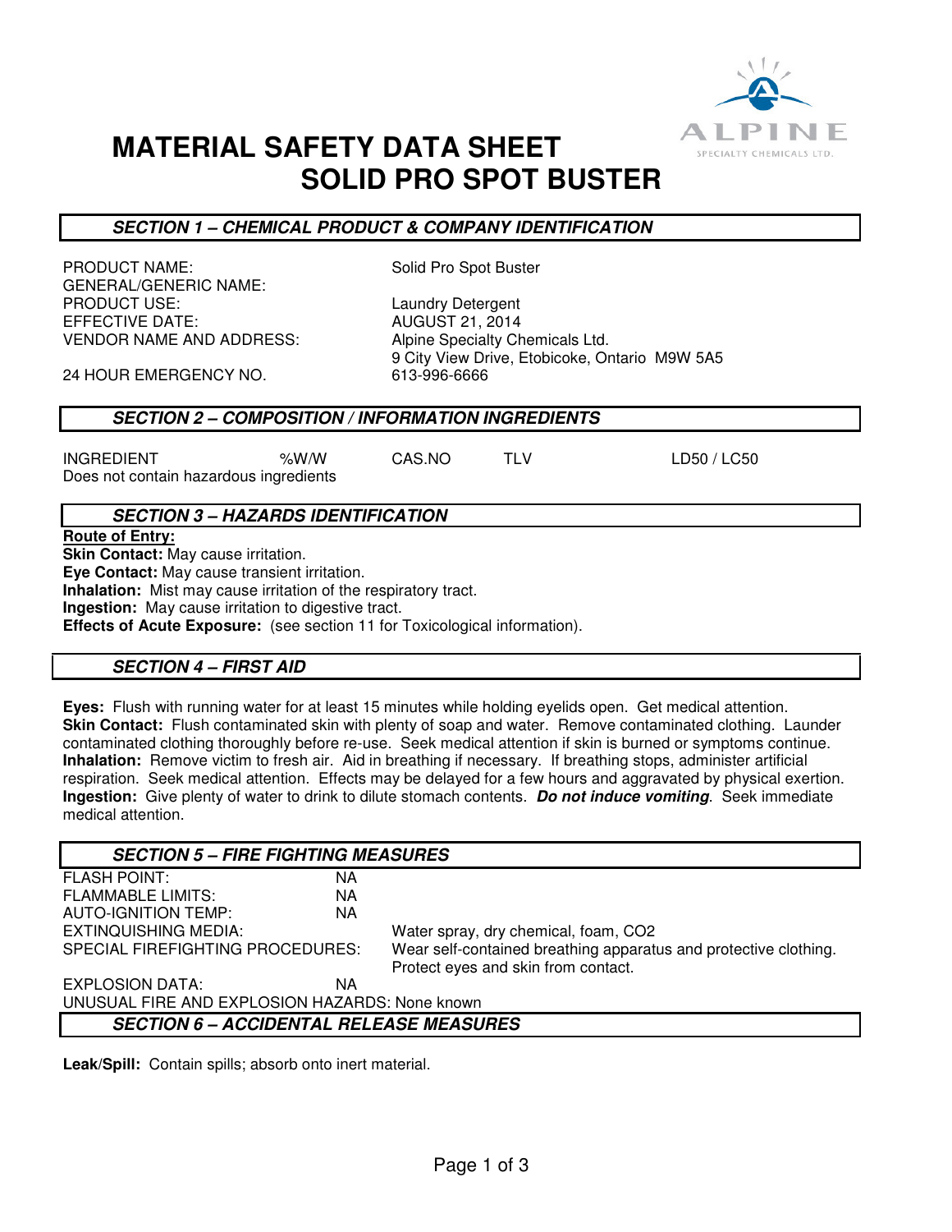# MATERIAL SAFETY DATA SHEET
# SOLID PRO SPOT BUSTER

## *SECTION 1 – CHEMICAL PRODUCT & COMPANY IDENTIFICATION*

| | |
|---|---|
| PRODUCT NAME: | Solid Pro Spot Buster |
| GENERAL/GENERIC NAME: | |
| PRODUCT USE: | Laundry Detergent |
| EFFECTIVE DATE: | AUGUST 21, 2014 |
| VENDOR NAME AND ADDRESS: | Alpine Specialty Chemicals Ltd.<br>9 City View Drive, Etobicoke, Ontario M9W 5A5 |
| 24 HOUR EMERGENCY NO. | 613-996-6666 |

## *SECTION 2 – COMPOSITION / INFORMATION INGREDIENTS*

| INGREDIENT | %W/W | CAS.NO | TLV | LD50 / LC50 |
|---|---|---|---|---|
| Does not contain hazardous ingredients | | | | |

## *SECTION 3 – HAZARDS IDENTIFICATION*

**Route of Entry:**

**Skin Contact:** May cause irritation.
**Eye Contact:** May cause transient irritation.
**Inhalation:** Mist may cause irritation of the respiratory tract.
**Ingestion:** May cause irritation to digestive tract.
**Effects of Acute Exposure:** (see section 11 for Toxicological information).

## *SECTION 4 – FIRST AID*

**Eyes:** Flush with running water for at least 15 minutes while holding eyelids open. Get medical attention.
**Skin Contact:** Flush contaminated skin with plenty of soap and water. Remove contaminated clothing. Launder contaminated clothing thoroughly before re-use. Seek medical attention if skin is burned or symptoms continue.
**Inhalation:** Remove victim to fresh air. Aid in breathing if necessary. If breathing stops, administer artificial respiration. Seek medical attention. Effects may be delayed for a few hours and aggravated by physical exertion.
**Ingestion:** Give plenty of water to drink to dilute stomach contents. ***Do not induce vomiting***. Seek immediate medical attention.

## *SECTION 5 – FIRE FIGHTING MEASURES*

| | | |
|---|---|---|
| FLASH POINT: | NA | |
| FLAMMABLE LIMITS: | NA | |
| AUTO-IGNITION TEMP: | NA | |
| EXTINQUISHING MEDIA: | | Water spray, dry chemical, foam, CO2 |
| SPECIAL FIREFIGHTING PROCEDURES: | | Wear self-contained breathing apparatus and protective clothing. Protect eyes and skin from contact. |
| EXPLOSION DATA: | NA | |

UNUSUAL FIRE AND EXPLOSION HAZARDS: None known

## *SECTION 6 – ACCIDENTAL RELEASE MEASURES*

**Leak/Spill:** Contain spills; absorb onto inert material.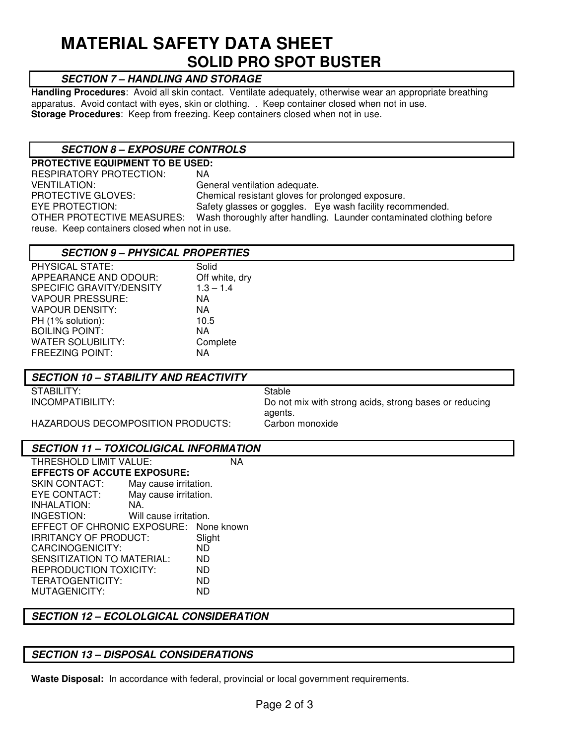# MATERIAL SAFETY DATA SHEET
## SOLID PRO SPOT BUSTER

### *SECTION 7 – HANDLING AND STORAGE*

**Handling Procedures**: Avoid all skin contact. Ventilate adequately, otherwise wear an appropriate breathing apparatus. Avoid contact with eyes, skin or clothing. . Keep container closed when not in use.
**Storage Procedures**: Keep from freezing. Keep containers closed when not in use.

### *SECTION 8 – EXPOSURE CONTROLS*

**PROTECTIVE EQUIPMENT TO BE USED:**

| | |
|---|---|
| RESPIRATORY PROTECTION: | NA |
| VENTILATION: | General ventilation adequate. |
| PROTECTIVE GLOVES: | Chemical resistant gloves for prolonged exposure. |
| EYE PROTECTION: | Safety glasses or goggles. Eye wash facility recommended. |
| OTHER PROTECTIVE MEASURES: | Wash thoroughly after handling. Launder contaminated clothing before reuse. Keep containers closed when not in use. |

### *SECTION 9 – PHYSICAL PROPERTIES*

| | |
|---|---|
| PHYSICAL STATE: | Solid |
| APPEARANCE AND ODOUR: | Off white, dry |
| SPECIFIC GRAVITY/DENSITY | 1.3 – 1.4 |
| VAPOUR PRESSURE: | NA |
| VAPOUR DENSITY: | NA |
| PH (1% solution): | 10.5 |
| BOILING POINT: | NA |
| WATER SOLUBILITY: | Complete |
| FREEZING POINT: | NA |

### *SECTION 10 – STABILITY AND REACTIVITY*

| | |
|---|---|
| STABILITY: | Stable |
| INCOMPATIBILITY: | Do not mix with strong acids, strong bases or reducing agents. |
| HAZARDOUS DECOMPOSITION PRODUCTS: | Carbon monoxide |

### *SECTION 11 – TOXICOLIGICAL INFORMATION*

THRESHOLD LIMIT VALUE: NA

**EFFECTS OF ACCUTE EXPOSURE:**

| | |
|---|---|
| SKIN CONTACT: | May cause irritation. |
| EYE CONTACT: | May cause irritation. |
| INHALATION: | NA. |
| INGESTION: | Will cause irritation. |
| EFFECT OF CHRONIC EXPOSURE: | None known |
| IRRITANCY OF PRODUCT: | Slight |
| CARCINOGENICITY: | ND |
| SENSITIZATION TO MATERIAL: | ND |
| REPRODUCTION TOXICITY: | ND |
| TERATOGENTICITY: | ND |
| MUTAGENICITY: | ND |

### *SECTION 12 – ECOLOLGICAL CONSIDERATION*

### *SECTION 13 – DISPOSAL CONSIDERATIONS*

**Waste Disposal:** In accordance with federal, provincial or local government requirements.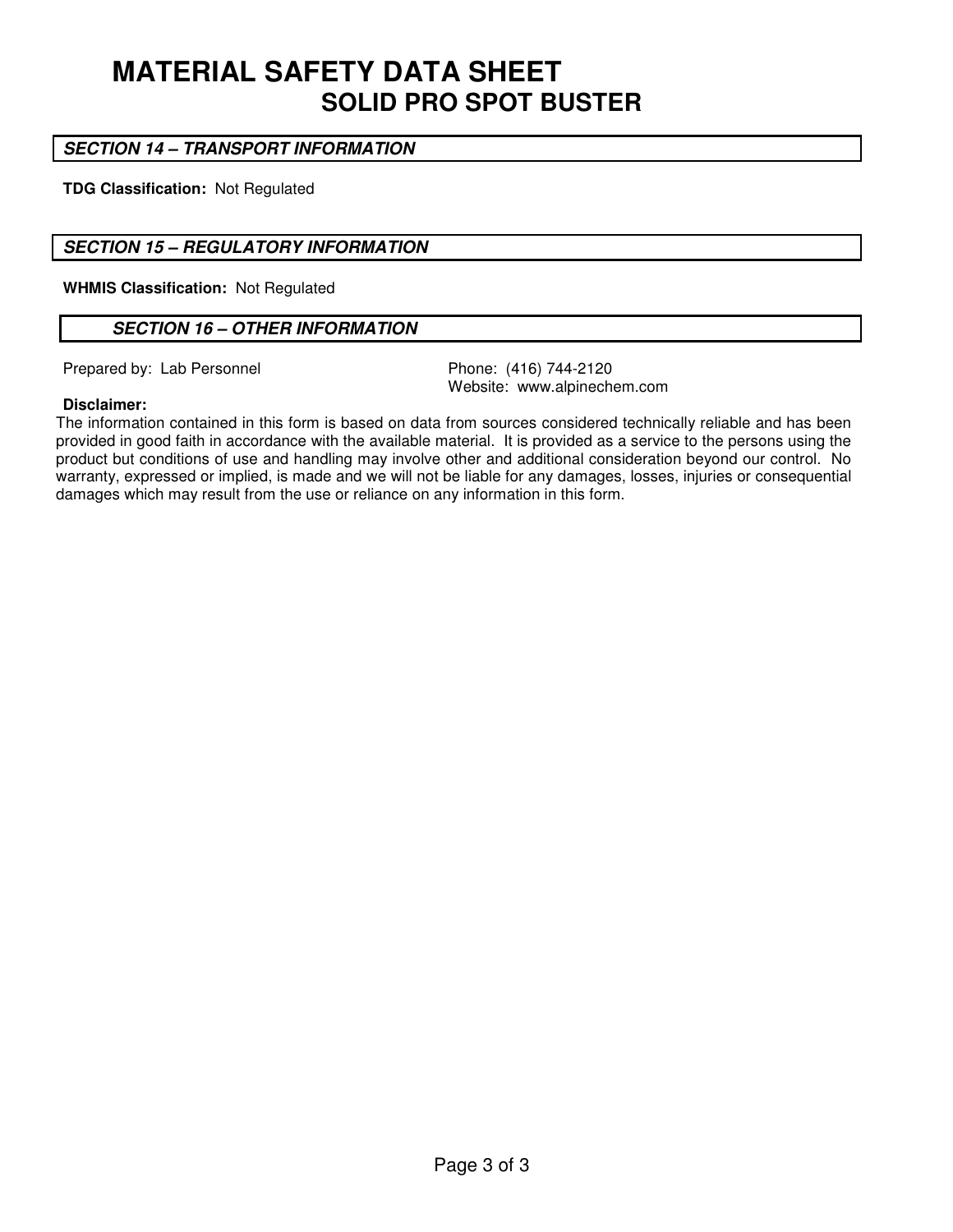# MATERIAL SAFETY DATA SHEET
## SOLID PRO SPOT BUSTER

### *SECTION 14 – TRANSPORT INFORMATION*

**TDG Classification:** Not Regulated

### *SECTION 15 – REGULATORY INFORMATION*

**WHMIS Classification:** Not Regulated

### *SECTION 16 – OTHER INFORMATION*

Prepared by: Lab Personnel

Phone: (416) 744-2120
Website: www.alpinechem.com

**Disclaimer:**

The information contained in this form is based on data from sources considered technically reliable and has been provided in good faith in accordance with the available material. It is provided as a service to the persons using the product but conditions of use and handling may involve other and additional consideration beyond our control. No warranty, expressed or implied, is made and we will not be liable for any damages, losses, injuries or consequential damages which may result from the use or reliance on any information in this form.